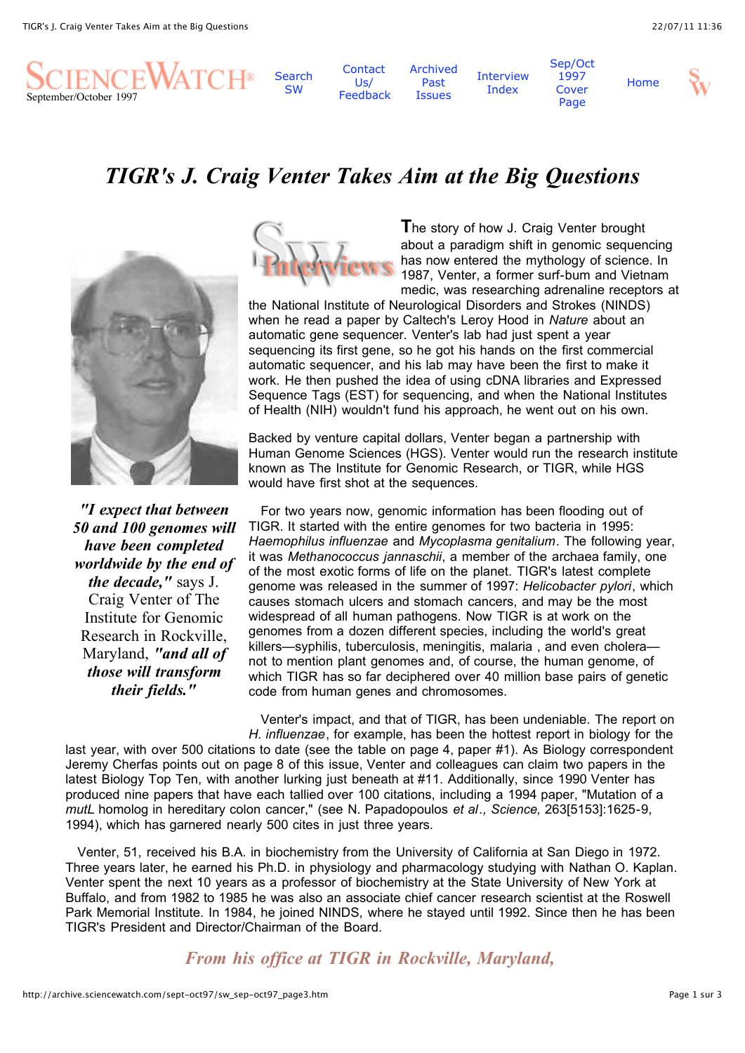# TIGR's J. Craig Venter Takes Aim at the Big Questions

***"I expect that between 50 and 100 genomes will have been completed worldwide by the end of the decade,"*** says J. Craig Venter of The Institute for Genomic Research in Rockville, Maryland, ***"and all of those will transform their fields."***

The story of how J. Craig Venter brought about a paradigm shift in genomic sequencing has now entered the mythology of science. In 1987, Venter, a former surf-bum and Vietnam medic, was researching adrenaline receptors at the National Institute of Neurological Disorders and Strokes (NINDS) when he read a paper by Caltech's Leroy Hood in *Nature* about an automatic gene sequencer. Venter's lab had just spent a year sequencing its first gene, so he got his hands on the first commercial automatic sequencer, and his lab may have been the first to make it work. He then pushed the idea of using cDNA libraries and Expressed Sequence Tags (EST) for sequencing, and when the National Institutes of Health (NIH) wouldn't fund his approach, he went out on his own.

Backed by venture capital dollars, Venter began a partnership with Human Genome Sciences (HGS). Venter would run the research institute known as The Institute for Genomic Research, or TIGR, while HGS would have first shot at the sequences.

For two years now, genomic information has been flooding out of TIGR. It started with the entire genomes for two bacteria in 1995: *Haemophilus influenzae* and *Mycoplasma genitalium*. The following year, it was *Methanococcus jannaschii*, a member of the archaea family, one of the most exotic forms of life on the planet. TIGR's latest complete genome was released in the summer of 1997: *Helicobacter pylori*, which causes stomach ulcers and stomach cancers, and may be the most widespread of all human pathogens. Now TIGR is at work on the genomes from a dozen different species, including the world's great killers—syphilis, tuberculosis, meningitis, malaria , and even cholera—not to mention plant genomes and, of course, the human genome, of which TIGR has so far deciphered over 40 million base pairs of genetic code from human genes and chromosomes.

Venter's impact, and that of TIGR, has been undeniable. The report on *H. influenzae*, for example, has been the hottest report in biology for the last year, with over 500 citations to date (see the table on page 4, paper #1). As Biology correspondent Jeremy Cherfas points out on page 8 of this issue, Venter and colleagues can claim two papers in the latest Biology Top Ten, with another lurking just beneath at #11. Additionally, since 1990 Venter has produced nine papers that have each tallied over 100 citations, including a 1994 paper, "Mutation of a *mutL* homolog in hereditary colon cancer," (see N. Papadopoulos *et al*., *Science,* 263[5153]:1625-9, 1994), which has garnered nearly 500 cites in just three years.

Venter, 51, received his B.A. in biochemistry from the University of California at San Diego in 1972. Three years later, he earned his Ph.D. in physiology and pharmacology studying with Nathan O. Kaplan. Venter spent the next 10 years as a professor of biochemistry at the State University of New York at Buffalo, and from 1982 to 1985 he was also an associate chief cancer research scientist at the Roswell Park Memorial Institute. In 1984, he joined NINDS, where he stayed until 1992. Since then he has been TIGR's President and Director/Chairman of the Board.

***From his office at TIGR in Rockville, Maryland,***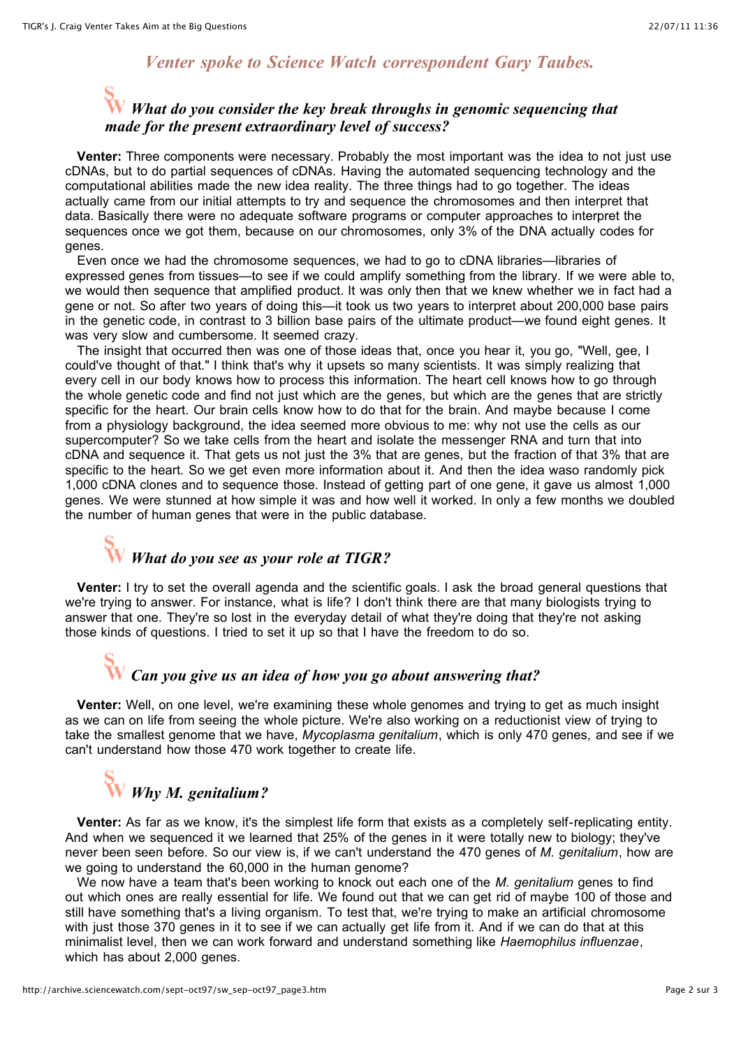*Venter spoke to Science Watch correspondent Gary Taubes.*

### SW *What do you consider the key break throughs in genomic sequencing that made for the present extraordinary level of success?*

**Venter:** Three components were necessary. Probably the most important was the idea to not just use cDNAs, but to do partial sequences of cDNAs. Having the automated sequencing technology and the computational abilities made the new idea reality. The three things had to go together. The ideas actually came from our initial attempts to try and sequence the chromosomes and then interpret that data. Basically there were no adequate software programs or computer approaches to interpret the sequences once we got them, because on our chromosomes, only 3% of the DNA actually codes for genes.

Even once we had the chromosome sequences, we had to go to cDNA libraries—libraries of expressed genes from tissues—to see if we could amplify something from the library. If we were able to, we would then sequence that amplified product. It was only then that we knew whether we in fact had a gene or not. So after two years of doing this—it took us two years to interpret about 200,000 base pairs in the genetic code, in contrast to 3 billion base pairs of the ultimate product—we found eight genes. It was very slow and cumbersome. It seemed crazy.

The insight that occurred then was one of those ideas that, once you hear it, you go, "Well, gee, I could've thought of that." I think that's why it upsets so many scientists. It was simply realizing that every cell in our body knows how to process this information. The heart cell knows how to go through the whole genetic code and find not just which are the genes, but which are the genes that are strictly specific for the heart. Our brain cells know how to do that for the brain. And maybe because I come from a physiology background, the idea seemed more obvious to me: why not use the cells as our supercomputer? So we take cells from the heart and isolate the messenger RNA and turn that into cDNA and sequence it. That gets us not just the 3% that are genes, but the fraction of that 3% that are specific to the heart. So we get even more information about it. And then the idea waso randomly pick 1,000 cDNA clones and to sequence those. Instead of getting part of one gene, it gave us almost 1,000 genes. We were stunned at how simple it was and how well it worked. In only a few months we doubled the number of human genes that were in the public database.

### SW *What do you see as your role at TIGR?*

**Venter:** I try to set the overall agenda and the scientific goals. I ask the broad general questions that we're trying to answer. For instance, what is life? I don't think there are that many biologists trying to answer that one. They're so lost in the everyday detail of what they're doing that they're not asking those kinds of questions. I tried to set it up so that I have the freedom to do so.

### SW *Can you give us an idea of how you go about answering that?*

**Venter:** Well, on one level, we're examining these whole genomes and trying to get as much insight as we can on life from seeing the whole picture. We're also working on a reductionist view of trying to take the smallest genome that we have, *Mycoplasma genitalium*, which is only 470 genes, and see if we can't understand how those 470 work together to create life.

### SW *Why M. genitalium?*

**Venter:** As far as we know, it's the simplest life form that exists as a completely self-replicating entity. And when we sequenced it we learned that 25% of the genes in it were totally new to biology; they've never been seen before. So our view is, if we can't understand the 470 genes of *M. genitalium*, how are we going to understand the 60,000 in the human genome?

We now have a team that's been working to knock out each one of the *M. genitalium* genes to find out which ones are really essential for life. We found out that we can get rid of maybe 100 of those and still have something that's a living organism. To test that, we're trying to make an artificial chromosome with just those 370 genes in it to see if we can actually get life from it. And if we can do that at this minimalist level, then we can work forward and understand something like *Haemophilus influenzae*, which has about 2,000 genes.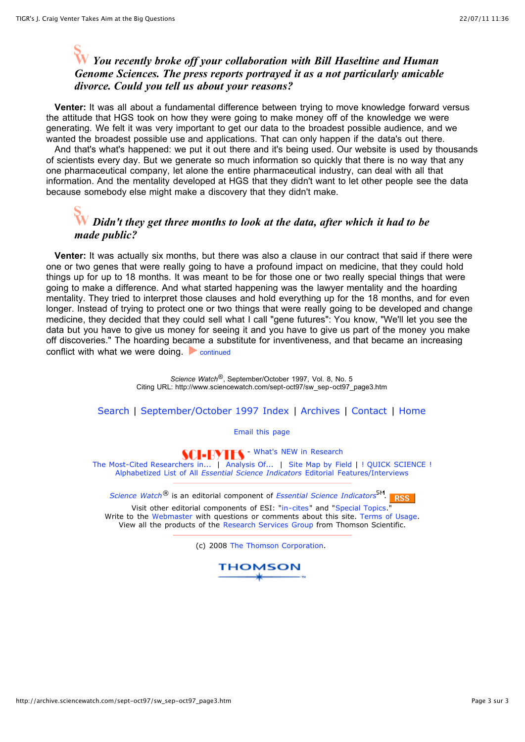***You recently broke off your collaboration with Bill Haseltine and Human Genome Sciences. The press reports portrayed it as a not particularly amicable divorce. Could you tell us about your reasons?***

**Venter:** It was all about a fundamental difference between trying to move knowledge forward versus the attitude that HGS took on how they were going to make money off of the knowledge we were generating. We felt it was very important to get our data to the broadest possible audience, and we wanted the broadest possible use and applications. That can only happen if the data's out there.

And that's what's happened: we put it out there and it's being used. Our website is used by thousands of scientists every day. But we generate so much information so quickly that there is no way that any one pharmaceutical company, let alone the entire pharmaceutical industry, can deal with all that information. And the mentality developed at HGS that they didn't want to let other people see the data because somebody else might make a discovery that they didn't make.

***Didn't they get three months to look at the data, after which it had to be made public?***

**Venter:** It was actually six months, but there was also a clause in our contract that said if there were one or two genes that were really going to have a profound impact on medicine, that they could hold things up for up to 18 months. It was meant to be for those one or two really special things that were going to make a difference. And what started happening was the lawyer mentality and the hoarding mentality. They tried to interpret those clauses and hold everything up for the 18 months, and for even longer. Instead of trying to protect one or two things that were really going to be developed and change medicine, they decided that they could sell what I call "gene futures": You know, "We'll let you see the data but you have to give us money for seeing it and you have to give us part of the money you make off discoveries." The hoarding became a substitute for inventiveness, and that became an increasing conflict with what we were doing. continued

*Science Watch*®, September/October 1997, Vol. 8, No. 5
Citing URL: http://www.sciencewatch.com/sept-oct97/sw_sep-oct97_page3.htm

Search | September/October 1997 Index | Archives | Contact | Home

Email this page

SCI-BYTES - What's NEW in Research

The Most-Cited Researchers in... | Analysis Of... | Site Map by Field | ! QUICK SCIENCE !
Alphabetized List of All *Essential Science Indicators* Editorial Features/Interviews

*Science Watch*® is an editorial component of *Essential Science Indicators*SM. RSS

Visit other editorial components of ESI: "in-cites" and "Special Topics."
Write to the Webmaster with questions or comments about this site. Terms of Usage.
View all the products of the Research Services Group from Thomson Scientific.

(c) 2008 The Thomson Corporation.

THOMSON